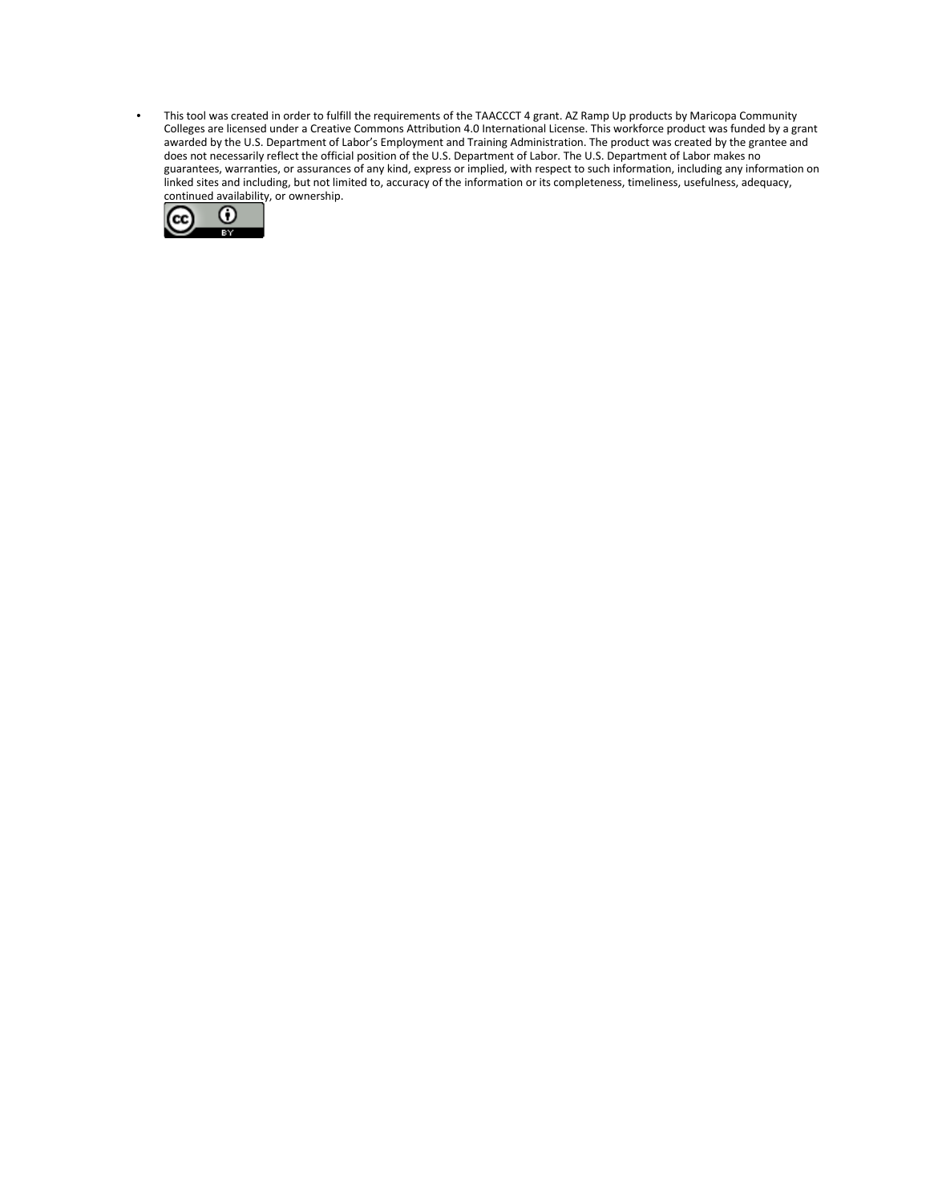- This tool was created in order to fulfill the requirements of the TAACCCT 4 grant. AZ Ramp Up products by Maricopa Community Colleges are licensed under a Creative Commons Attribution 4.0 International License. This workforce product was funded by a grant awarded by the U.S. Department of Labor's Employment and Training Administration. The product was created by the grantee and does not necessarily reflect the official position of the U.S. Department of Labor. The U.S. Department of Labor makes no guarantees, warranties, or assurances of any kind, express or implied, with respect to such information, including any information on linked sites and including, but not limited to, accuracy of the information or its completeness, timeliness, usefulness, adequacy, continued availability, or ownership.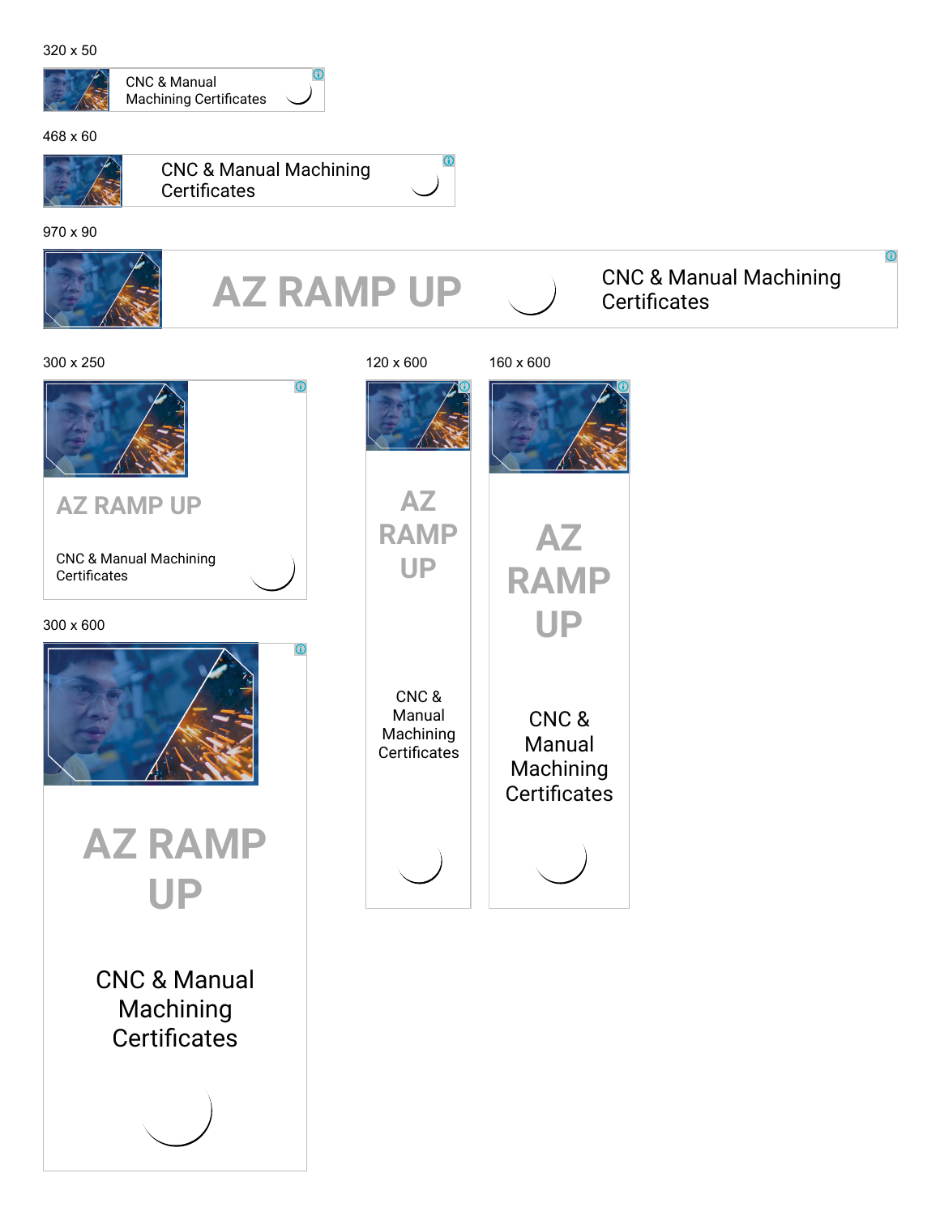320 x 50

CNC & Manual Machining Certificates

468 x 60

CNC & Manual Machining Certificates

970 x 90

AZ RAMP UP

CNC & Manual Machining Certificates

300 x 250

AZ RAMP UP

CNC & Manual Machining Certificates

300 x 600

AZ RAMP UP

CNC & Manual Machining Certificates

120 x 600

AZ RAMP UP

CNC & Manual Machining Certificates

160 x 600

AZ RAMP UP

CNC & Manual Machining Certificates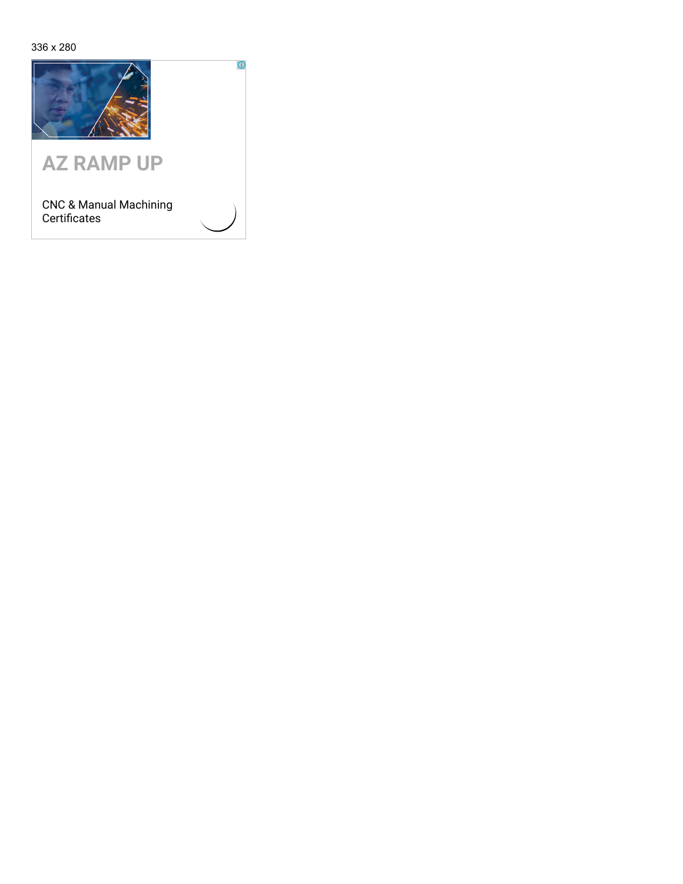336 x 280

AZ RAMP UP

CNC & Manual Machining Certificates